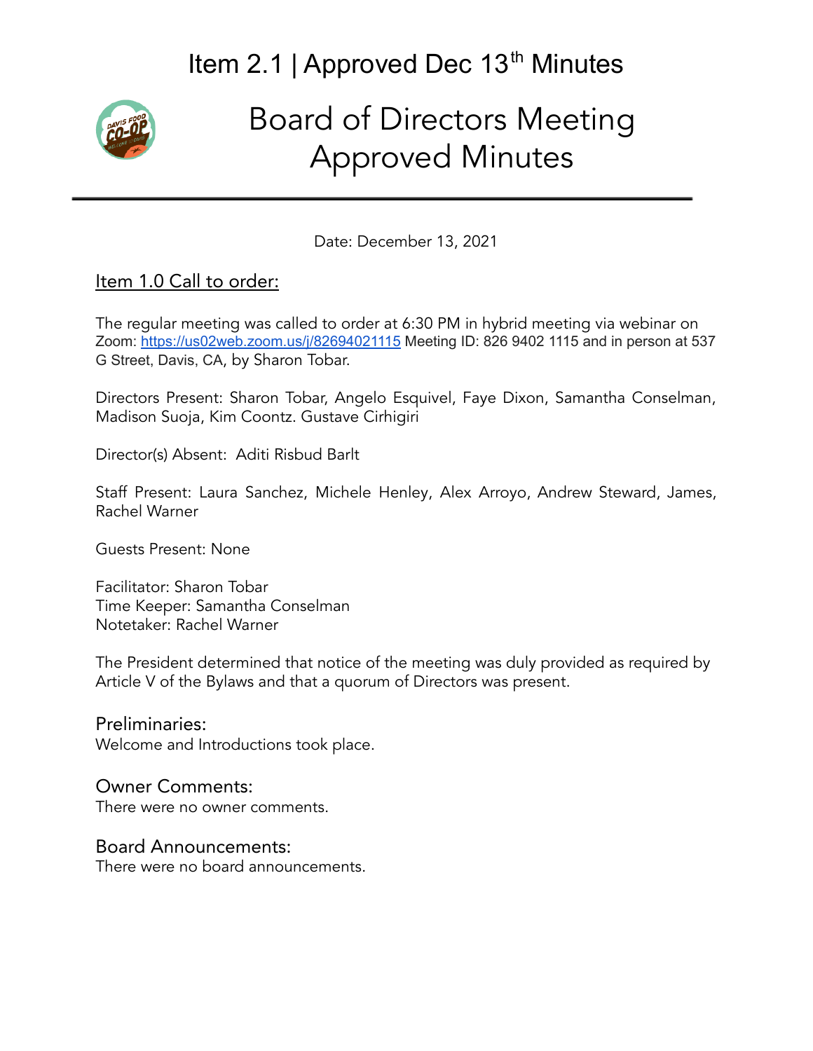# Item 2.1 | Approved Dec 13th Minutes

# Board of Directors Meeting
# Approved Minutes

Date: December 13, 2021

## Item 1.0 Call to order:

The regular meeting was called to order at 6:30 PM in hybrid meeting via webinar on Zoom: https://us02web.zoom.us/j/82694021115 Meeting ID: 826 9402 1115 and in person at 537 G Street, Davis, CA, by Sharon Tobar.

Directors Present: Sharon Tobar, Angelo Esquivel, Faye Dixon, Samantha Conselman, Madison Suoja, Kim Coontz. Gustave Cirhigiri

Director(s) Absent: Aditi Risbud Barlt

Staff Present: Laura Sanchez, Michele Henley, Alex Arroyo, Andrew Steward, James, Rachel Warner

Guests Present: None

Facilitator: Sharon Tobar
Time Keeper: Samantha Conselman
Notetaker: Rachel Warner

The President determined that notice of the meeting was duly provided as required by Article V of the Bylaws and that a quorum of Directors was present.

### Preliminaries:

Welcome and Introductions took place.

### Owner Comments:

There were no owner comments.

### Board Announcements:

There were no board announcements.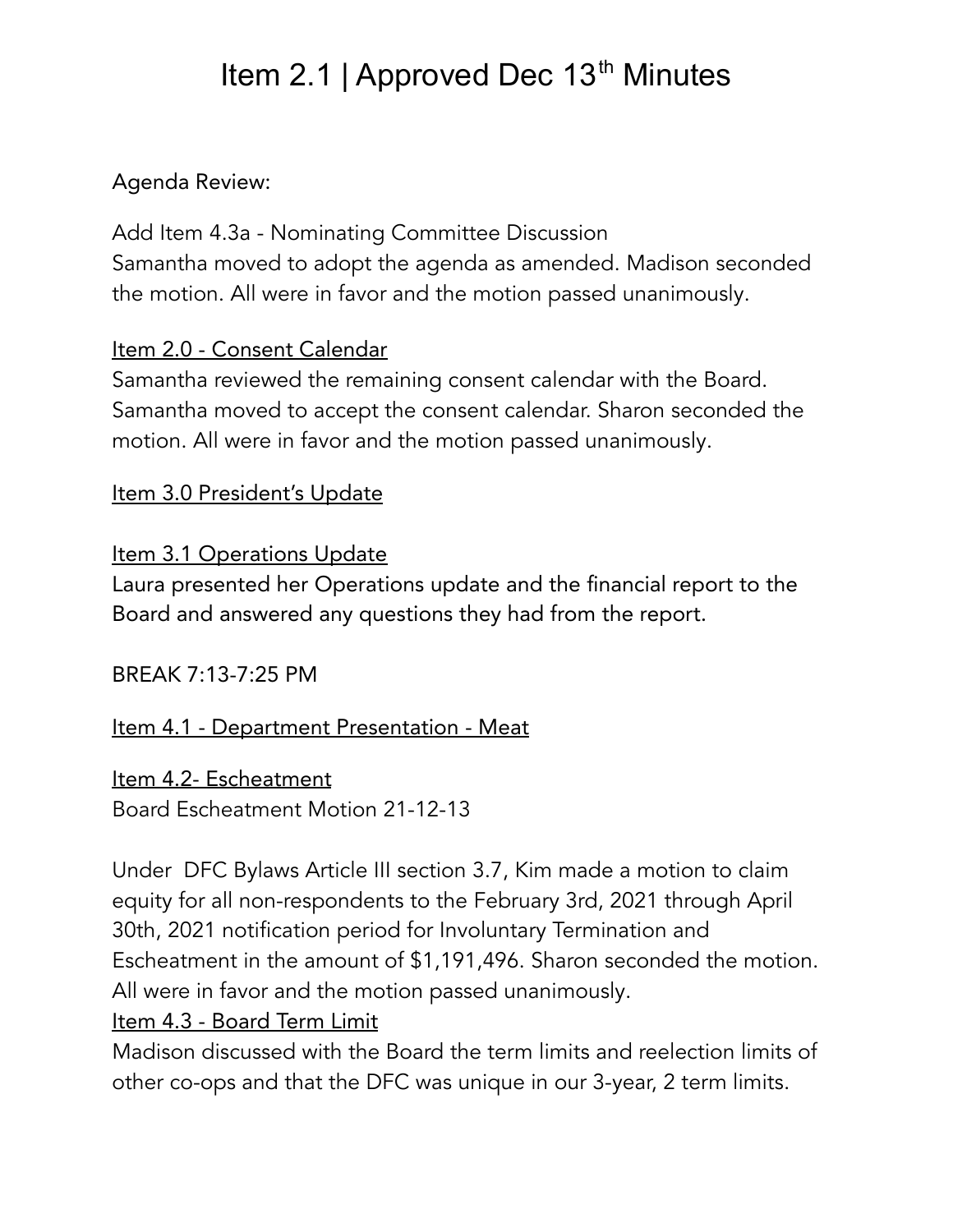# Item 2.1 | Approved Dec 13th Minutes

Agenda Review:

Add Item 4.3a - Nominating Committee Discussion
Samantha moved to adopt the agenda as amended. Madison seconded the motion. All were in favor and the motion passed unanimously.

<u>Item 2.0 - Consent Calendar</u>
Samantha reviewed the remaining consent calendar with the Board. Samantha moved to accept the consent calendar. Sharon seconded the motion. All were in favor and the motion passed unanimously.

<u>Item 3.0 President's Update</u>

<u>Item 3.1 Operations Update</u>
Laura presented her Operations update and the financial report to the Board and answered any questions they had from the report.

BREAK 7:13-7:25 PM

<u>Item 4.1 - Department Presentation - Meat</u>

<u>Item 4.2- Escheatment</u>
Board Escheatment Motion 21-12-13

Under DFC Bylaws Article III section 3.7, Kim made a motion to claim equity for all non-respondents to the February 3rd, 2021 through April 30th, 2021 notification period for Involuntary Termination and Escheatment in the amount of $1,191,496. Sharon seconded the motion. All were in favor and the motion passed unanimously.

<u>Item 4.3 - Board Term Limit</u>
Madison discussed with the Board the term limits and reelection limits of other co-ops and that the DFC was unique in our 3-year, 2 term limits.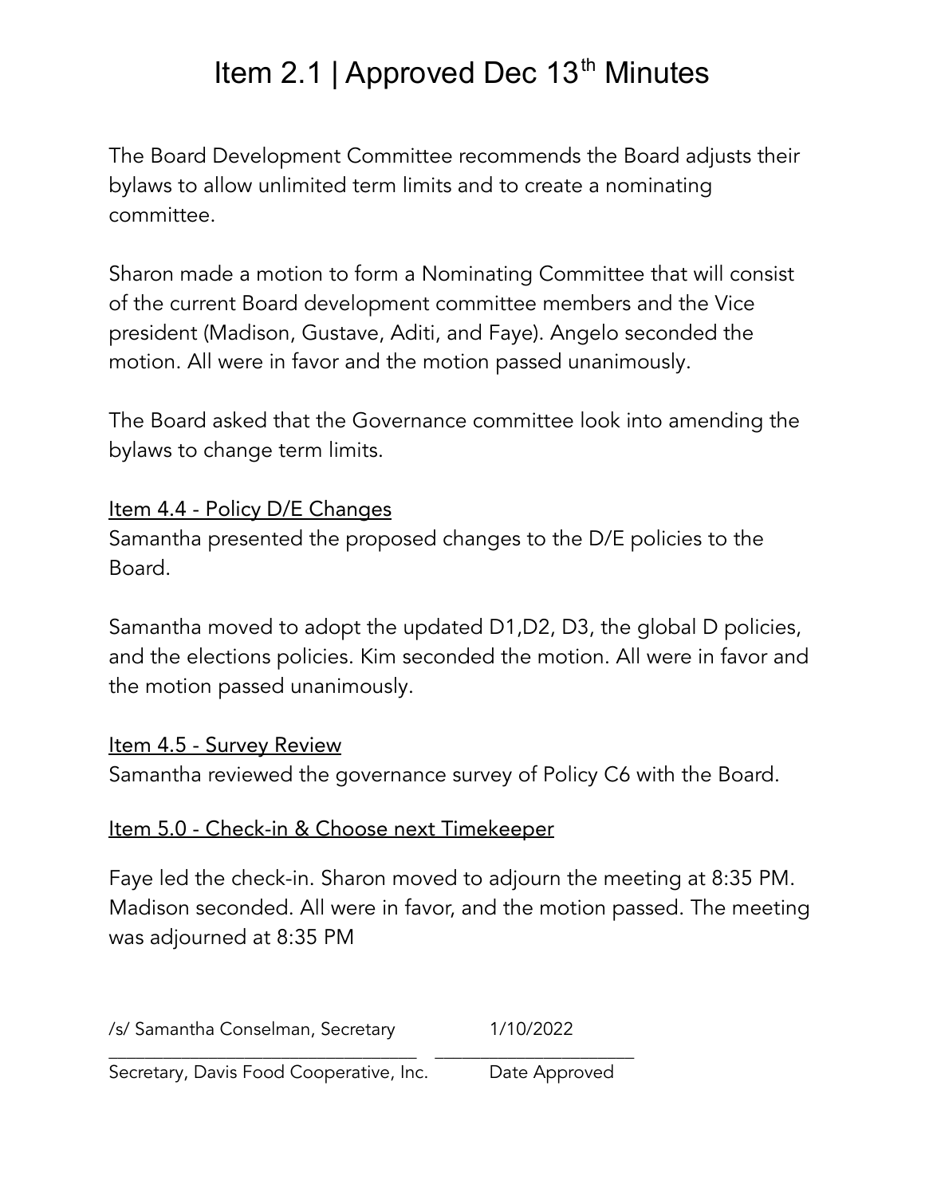# Item 2.1 | Approved Dec 13th Minutes

The Board Development Committee recommends the Board adjusts their bylaws to allow unlimited term limits and to create a nominating committee.

Sharon made a motion to form a Nominating Committee that will consist of the current Board development committee members and the Vice president (Madison, Gustave, Aditi, and Faye). Angelo seconded the motion. All were in favor and the motion passed unanimously.

The Board asked that the Governance committee look into amending the bylaws to change term limits.

<u>Item 4.4 - Policy D/E Changes</u>

Samantha presented the proposed changes to the D/E policies to the Board.

Samantha moved to adopt the updated D1,D2, D3, the global D policies, and the elections policies. Kim seconded the motion. All were in favor and the motion passed unanimously.

<u>Item 4.5 - Survey Review</u>

Samantha reviewed the governance survey of Policy C6 with the Board.

<u>Item 5.0 - Check-in & Choose next Timekeeper</u>

Faye led the check-in. Sharon moved to adjourn the meeting at 8:35 PM. Madison seconded. All were in favor, and the motion passed. The meeting was adjourned at 8:35 PM

/s/ Samantha Conselman, Secretary 1/10/2022

Secretary, Davis Food Cooperative, Inc. Date Approved